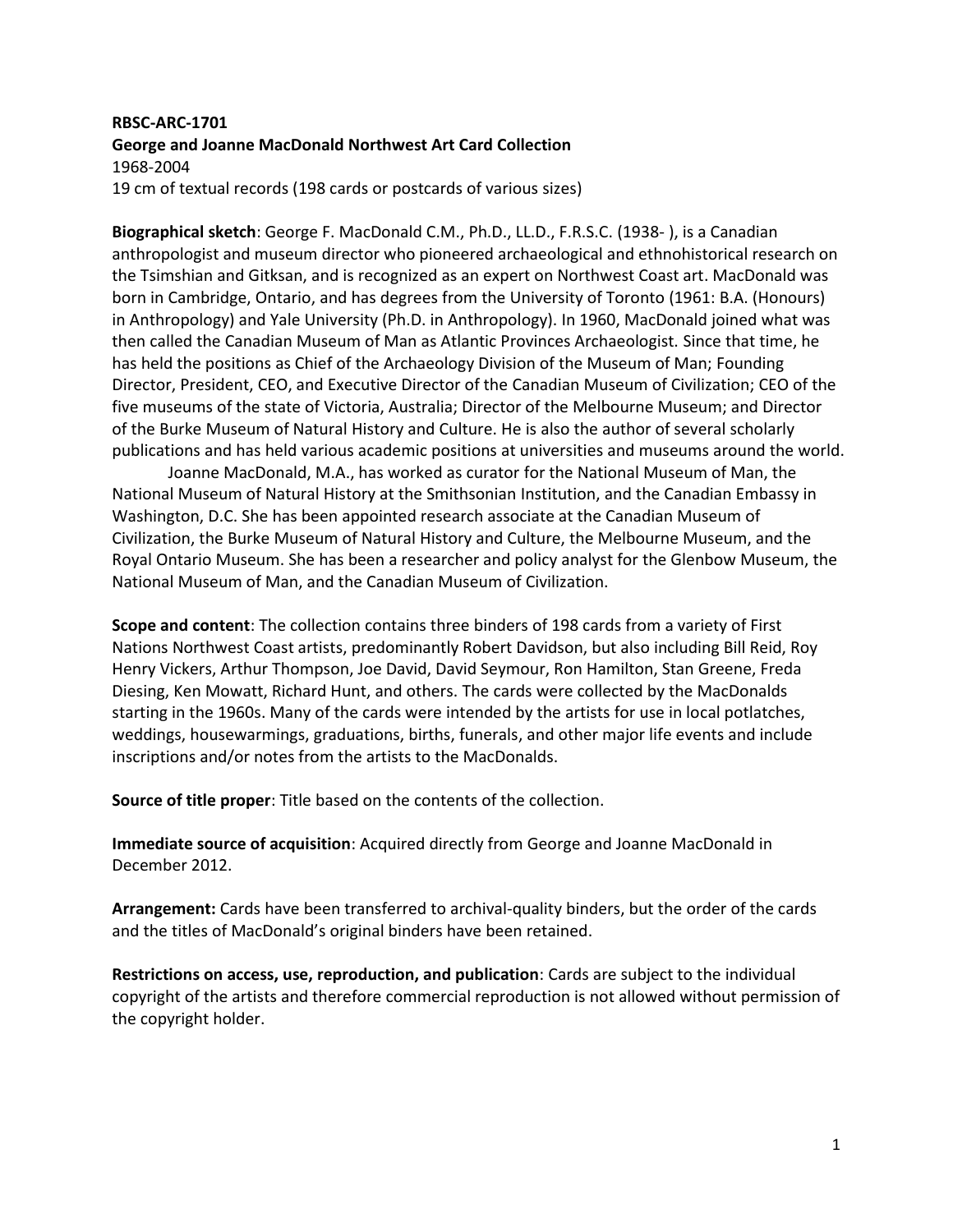**RBSC-ARC-1701**

**George and Joanne MacDonald Northwest Art Card Collection**

1968-2004

19 cm of textual records (198 cards or postcards of various sizes)

**Biographical sketch**: George F. MacDonald C.M., Ph.D., LL.D., F.R.S.C. (1938- ), is a Canadian anthropologist and museum director who pioneered archaeological and ethnohistorical research on the Tsimshian and Gitksan, and is recognized as an expert on Northwest Coast art. MacDonald was born in Cambridge, Ontario, and has degrees from the University of Toronto (1961: B.A. (Honours) in Anthropology) and Yale University (Ph.D. in Anthropology). In 1960, MacDonald joined what was then called the Canadian Museum of Man as Atlantic Provinces Archaeologist. Since that time, he has held the positions as Chief of the Archaeology Division of the Museum of Man; Founding Director, President, CEO, and Executive Director of the Canadian Museum of Civilization; CEO of the five museums of the state of Victoria, Australia; Director of the Melbourne Museum; and Director of the Burke Museum of Natural History and Culture. He is also the author of several scholarly publications and has held various academic positions at universities and museums around the world.

Joanne MacDonald, M.A., has worked as curator for the National Museum of Man, the National Museum of Natural History at the Smithsonian Institution, and the Canadian Embassy in Washington, D.C. She has been appointed research associate at the Canadian Museum of Civilization, the Burke Museum of Natural History and Culture, the Melbourne Museum, and the Royal Ontario Museum. She has been a researcher and policy analyst for the Glenbow Museum, the National Museum of Man, and the Canadian Museum of Civilization.

**Scope and content**: The collection contains three binders of 198 cards from a variety of First Nations Northwest Coast artists, predominantly Robert Davidson, but also including Bill Reid, Roy Henry Vickers, Arthur Thompson, Joe David, David Seymour, Ron Hamilton, Stan Greene, Freda Diesing, Ken Mowatt, Richard Hunt, and others. The cards were collected by the MacDonalds starting in the 1960s. Many of the cards were intended by the artists for use in local potlatches, weddings, housewarmings, graduations, births, funerals, and other major life events and include inscriptions and/or notes from the artists to the MacDonalds.

**Source of title proper**: Title based on the contents of the collection.

**Immediate source of acquisition**: Acquired directly from George and Joanne MacDonald in December 2012.

**Arrangement:** Cards have been transferred to archival-quality binders, but the order of the cards and the titles of MacDonald's original binders have been retained.

**Restrictions on access, use, reproduction, and publication**: Cards are subject to the individual copyright of the artists and therefore commercial reproduction is not allowed without permission of the copyright holder.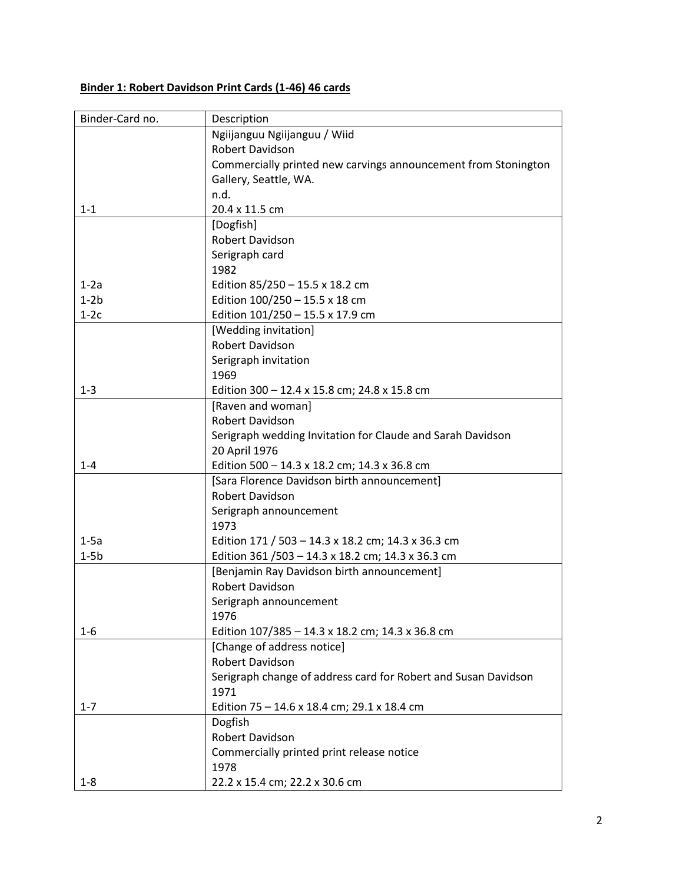**Binder 1: Robert Davidson Print Cards (1-46) 46 cards**

| Binder-Card no. | Description |
|---|---|
| 1-1 | Ngiijanguu Ngiijanguu / Wiid<br>Robert Davidson<br>Commercially printed new carvings announcement from Stonington Gallery, Seattle, WA.<br>n.d.<br>20.4 x 11.5 cm |
| 1-2a<br>1-2b<br>1-2c | [Dogfish]<br>Robert Davidson<br>Serigraph card<br>1982<br>Edition 85/250 – 15.5 x 18.2 cm<br>Edition 100/250 – 15.5 x 18 cm<br>Edition 101/250 – 15.5 x 17.9 cm |
| 1-3 | [Wedding invitation]<br>Robert Davidson<br>Serigraph invitation<br>1969<br>Edition 300 – 12.4 x 15.8 cm; 24.8 x 15.8 cm |
| 1-4 | [Raven and woman]<br>Robert Davidson<br>Serigraph wedding Invitation for Claude and Sarah Davidson<br>20 April 1976<br>Edition 500 – 14.3 x 18.2 cm; 14.3 x 36.8 cm |
| 1-5a<br>1-5b | [Sara Florence Davidson birth announcement]<br>Robert Davidson<br>Serigraph announcement<br>1973<br>Edition 171 / 503 – 14.3 x 18.2 cm; 14.3 x 36.3 cm<br>Edition 361 /503 – 14.3 x 18.2 cm; 14.3 x 36.3 cm |
| 1-6 | [Benjamin Ray Davidson birth announcement]<br>Robert Davidson<br>Serigraph announcement<br>1976<br>Edition 107/385 – 14.3 x 18.2 cm; 14.3 x 36.8 cm |
| 1-7 | [Change of address notice]<br>Robert Davidson<br>Serigraph change of address card for Robert and Susan Davidson<br>1971<br>Edition 75 – 14.6 x 18.4 cm; 29.1 x 18.4 cm |
| 1-8 | Dogfish<br>Robert Davidson<br>Commercially printed print release notice<br>1978<br>22.2 x 15.4 cm; 22.2 x 30.6 cm |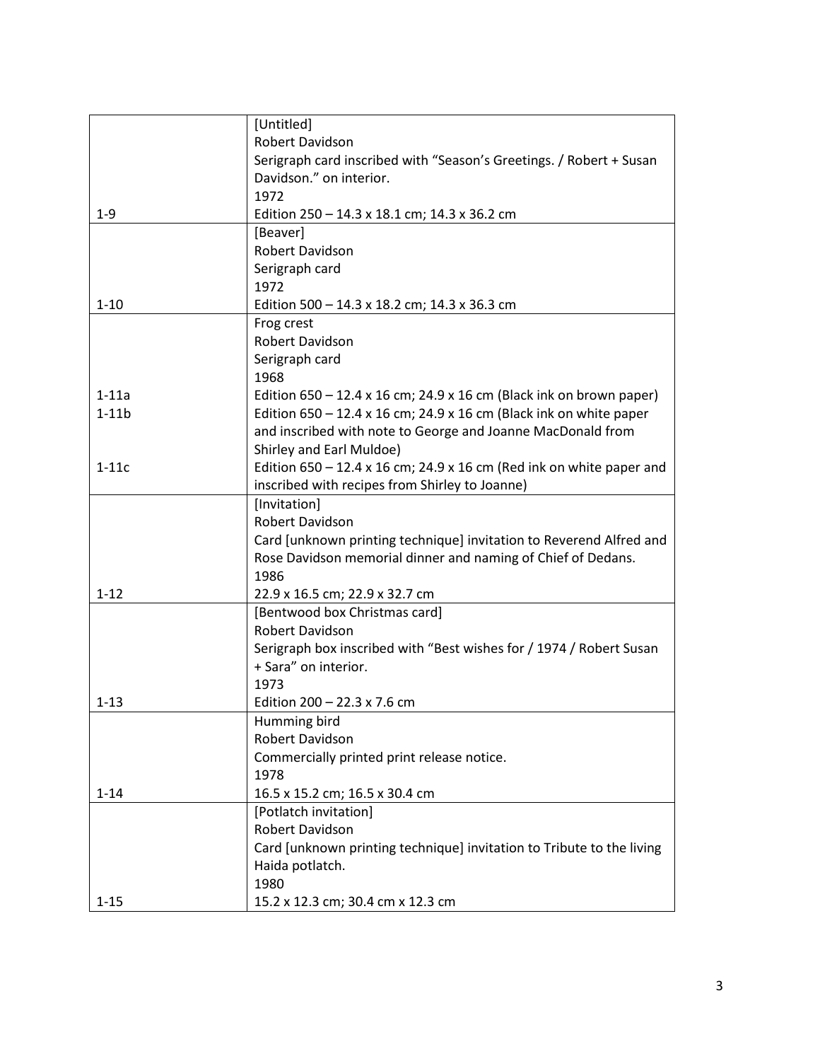| | |
|---|---|
| 1-9 | [Untitled]<br>Robert Davidson<br>Serigraph card inscribed with "Season's Greetings. / Robert + Susan Davidson." on interior.<br>1972<br>Edition 250 – 14.3 x 18.1 cm; 14.3 x 36.2 cm |
| 1-10 | [Beaver]<br>Robert Davidson<br>Serigraph card<br>1972<br>Edition 500 – 14.3 x 18.2 cm; 14.3 x 36.3 cm |
| <br><br><br><br>1-11a<br>1-11b<br><br><br>1-11c | Frog crest<br>Robert Davidson<br>Serigraph card<br>1968<br>Edition 650 – 12.4 x 16 cm; 24.9 x 16 cm (Black ink on brown paper)<br>Edition 650 – 12.4 x 16 cm; 24.9 x 16 cm (Black ink on white paper and inscribed with note to George and Joanne MacDonald from Shirley and Earl Muldoe)<br>Edition 650 – 12.4 x 16 cm; 24.9 x 16 cm (Red ink on white paper and inscribed with recipes from Shirley to Joanne) |
| 1-12 | [Invitation]<br>Robert Davidson<br>Card [unknown printing technique] invitation to Reverend Alfred and Rose Davidson memorial dinner and naming of Chief of Dedans.<br>1986<br>22.9 x 16.5 cm; 22.9 x 32.7 cm |
| 1-13 | [Bentwood box Christmas card]<br>Robert Davidson<br>Serigraph box inscribed with "Best wishes for / 1974 / Robert Susan + Sara" on interior.<br>1973<br>Edition 200 – 22.3 x 7.6 cm |
| 1-14 | Humming bird<br>Robert Davidson<br>Commercially printed print release notice.<br>1978<br>16.5 x 15.2 cm; 16.5 x 30.4 cm |
| 1-15 | [Potlatch invitation]<br>Robert Davidson<br>Card [unknown printing technique] invitation to Tribute to the living Haida potlatch.<br>1980<br>15.2 x 12.3 cm; 30.4 cm x 12.3 cm |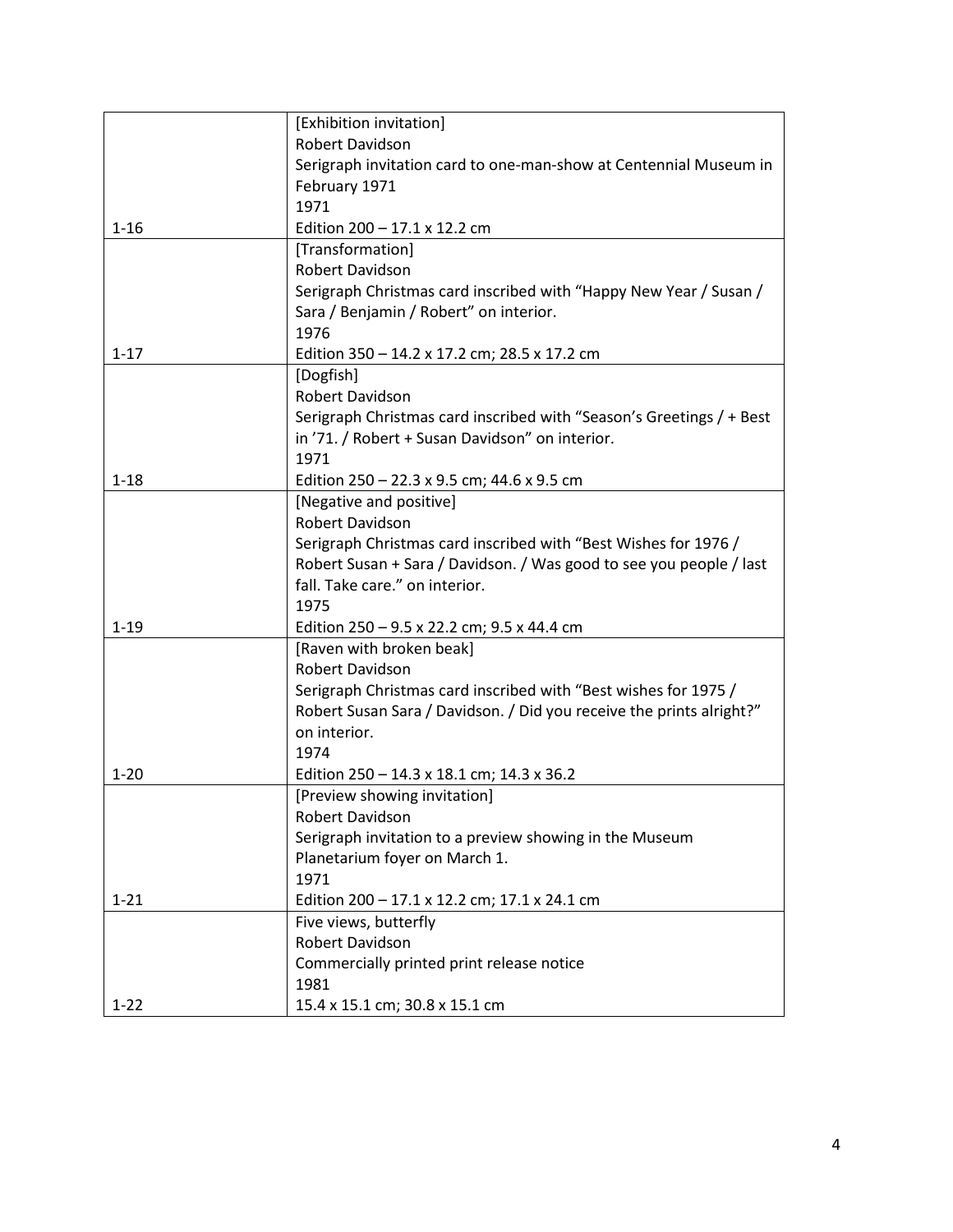| | |
|---|---|
| 1-16 | [Exhibition invitation]<br>Robert Davidson<br>Serigraph invitation card to one-man-show at Centennial Museum in February 1971<br>1971<br>Edition 200 – 17.1 x 12.2 cm |
| 1-17 | [Transformation]<br>Robert Davidson<br>Serigraph Christmas card inscribed with "Happy New Year / Susan / Sara / Benjamin / Robert" on interior.<br>1976<br>Edition 350 – 14.2 x 17.2 cm; 28.5 x 17.2 cm |
| 1-18 | [Dogfish]<br>Robert Davidson<br>Serigraph Christmas card inscribed with "Season's Greetings / + Best in '71. / Robert + Susan Davidson" on interior.<br>1971<br>Edition 250 – 22.3 x 9.5 cm; 44.6 x 9.5 cm |
| 1-19 | [Negative and positive]<br>Robert Davidson<br>Serigraph Christmas card inscribed with "Best Wishes for 1976 / Robert Susan + Sara / Davidson. / Was good to see you people / last fall. Take care." on interior.<br>1975<br>Edition 250 – 9.5 x 22.2 cm; 9.5 x 44.4 cm |
| 1-20 | [Raven with broken beak]<br>Robert Davidson<br>Serigraph Christmas card inscribed with "Best wishes for 1975 / Robert Susan Sara / Davidson. / Did you receive the prints alright?" on interior.<br>1974<br>Edition 250 – 14.3 x 18.1 cm; 14.3 x 36.2 |
| 1-21 | [Preview showing invitation]<br>Robert Davidson<br>Serigraph invitation to a preview showing in the Museum Planetarium foyer on March 1.<br>1971<br>Edition 200 – 17.1 x 12.2 cm; 17.1 x 24.1 cm |
| 1-22 | Five views, butterfly<br>Robert Davidson<br>Commercially printed print release notice<br>1981<br>15.4 x 15.1 cm; 30.8 x 15.1 cm |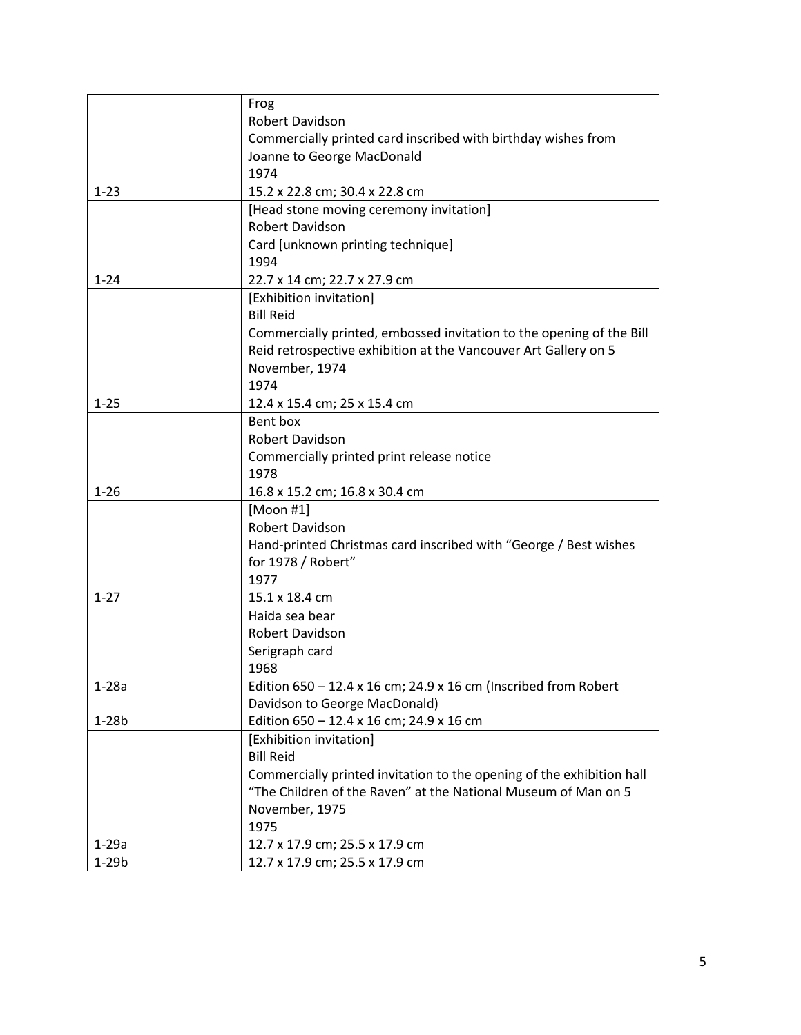| | |
|---|---|
| 1-23 | Frog<br>Robert Davidson<br>Commercially printed card inscribed with birthday wishes from Joanne to George MacDonald<br>1974<br>15.2 x 22.8 cm; 30.4 x 22.8 cm |
| 1-24 | [Head stone moving ceremony invitation]<br>Robert Davidson<br>Card [unknown printing technique]<br>1994<br>22.7 x 14 cm; 22.7 x 27.9 cm |
| 1-25 | [Exhibition invitation]<br>Bill Reid<br>Commercially printed, embossed invitation to the opening of the Bill Reid retrospective exhibition at the Vancouver Art Gallery on 5 November, 1974<br>1974<br>12.4 x 15.4 cm; 25 x 15.4 cm |
| 1-26 | Bent box<br>Robert Davidson<br>Commercially printed print release notice<br>1978<br>16.8 x 15.2 cm; 16.8 x 30.4 cm |
| 1-27 | [Moon #1]<br>Robert Davidson<br>Hand-printed Christmas card inscribed with "George / Best wishes for 1978 / Robert"<br>1977<br>15.1 x 18.4 cm |
| 1-28a<br>1-28b | Haida sea bear<br>Robert Davidson<br>Serigraph card<br>1968<br>Edition 650 – 12.4 x 16 cm; 24.9 x 16 cm (Inscribed from Robert Davidson to George MacDonald)<br>Edition 650 – 12.4 x 16 cm; 24.9 x 16 cm |
| 1-29a<br>1-29b | [Exhibition invitation]<br>Bill Reid<br>Commercially printed invitation to the opening of the exhibition hall "The Children of the Raven" at the National Museum of Man on 5 November, 1975<br>1975<br>12.7 x 17.9 cm; 25.5 x 17.9 cm<br>12.7 x 17.9 cm; 25.5 x 17.9 cm |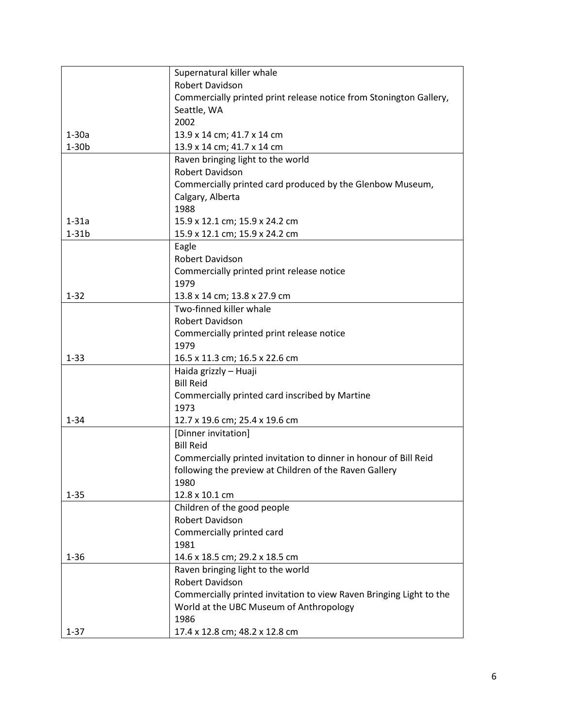| | |
|---|---|
| 1-30a<br>1-30b | Supernatural killer whale<br>Robert Davidson<br>Commercially printed print release notice from Stonington Gallery, Seattle, WA<br>2002<br>13.9 x 14 cm; 41.7 x 14 cm<br>13.9 x 14 cm; 41.7 x 14 cm |
| 1-31a<br>1-31b | Raven bringing light to the world<br>Robert Davidson<br>Commercially printed card produced by the Glenbow Museum, Calgary, Alberta<br>1988<br>15.9 x 12.1 cm; 15.9 x 24.2 cm<br>15.9 x 12.1 cm; 15.9 x 24.2 cm |
| 1-32 | Eagle<br>Robert Davidson<br>Commercially printed print release notice<br>1979<br>13.8 x 14 cm; 13.8 x 27.9 cm |
| 1-33 | Two-finned killer whale<br>Robert Davidson<br>Commercially printed print release notice<br>1979<br>16.5 x 11.3 cm; 16.5 x 22.6 cm |
| 1-34 | Haida grizzly – Huaji<br>Bill Reid<br>Commercially printed card inscribed by Martine<br>1973<br>12.7 x 19.6 cm; 25.4 x 19.6 cm |
| 1-35 | [Dinner invitation]<br>Bill Reid<br>Commercially printed invitation to dinner in honour of Bill Reid following the preview at Children of the Raven Gallery<br>1980<br>12.8 x 10.1 cm |
| 1-36 | Children of the good people<br>Robert Davidson<br>Commercially printed card<br>1981<br>14.6 x 18.5 cm; 29.2 x 18.5 cm |
| 1-37 | Raven bringing light to the world<br>Robert Davidson<br>Commercially printed invitation to view Raven Bringing Light to the World at the UBC Museum of Anthropology<br>1986<br>17.4 x 12.8 cm; 48.2 x 12.8 cm |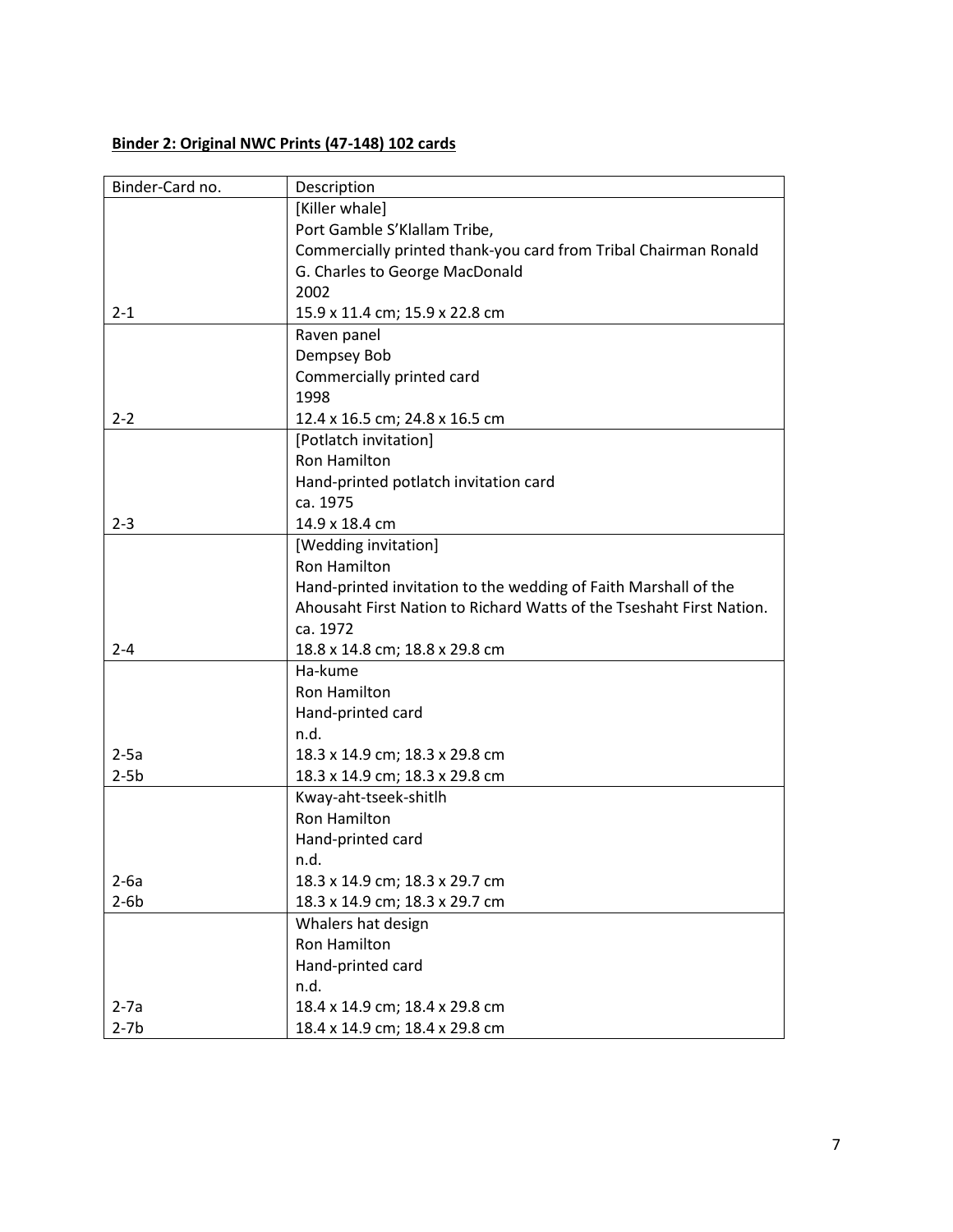**Binder 2: Original NWC Prints (47-148) 102 cards**

| Binder-Card no. | Description |
|---|---|
| 2-1 | [Killer whale]<br>Port Gamble S'Klallam Tribe,<br>Commercially printed thank-you card from Tribal Chairman Ronald G. Charles to George MacDonald<br>2002<br>15.9 x 11.4 cm; 15.9 x 22.8 cm |
| 2-2 | Raven panel<br>Dempsey Bob<br>Commercially printed card<br>1998<br>12.4 x 16.5 cm; 24.8 x 16.5 cm |
| 2-3 | [Potlatch invitation]<br>Ron Hamilton<br>Hand-printed potlatch invitation card<br>ca. 1975<br>14.9 x 18.4 cm |
| 2-4 | [Wedding invitation]<br>Ron Hamilton<br>Hand-printed invitation to the wedding of Faith Marshall of the Ahousaht First Nation to Richard Watts of the Tseshaht First Nation.<br>ca. 1972<br>18.8 x 14.8 cm; 18.8 x 29.8 cm |
| 2-5a<br>2-5b | Ha-kume<br>Ron Hamilton<br>Hand-printed card<br>n.d.<br>18.3 x 14.9 cm; 18.3 x 29.8 cm<br>18.3 x 14.9 cm; 18.3 x 29.8 cm |
| 2-6a<br>2-6b | Kway-aht-tseek-shitlh<br>Ron Hamilton<br>Hand-printed card<br>n.d.<br>18.3 x 14.9 cm; 18.3 x 29.7 cm<br>18.3 x 14.9 cm; 18.3 x 29.7 cm |
| 2-7a<br>2-7b | Whalers hat design<br>Ron Hamilton<br>Hand-printed card<br>n.d.<br>18.4 x 14.9 cm; 18.4 x 29.8 cm<br>18.4 x 14.9 cm; 18.4 x 29.8 cm |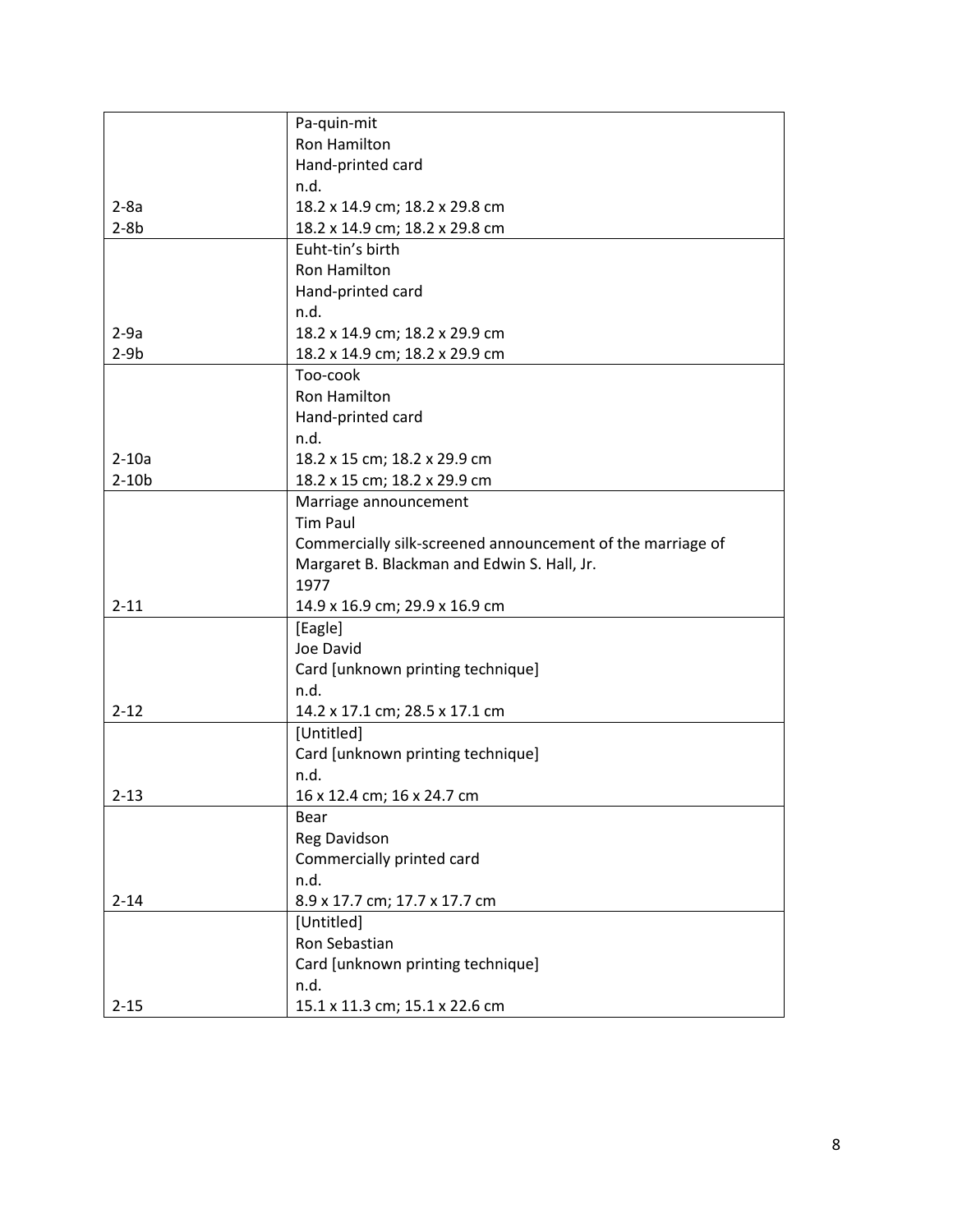| | |
|---|---|
| 2-8a<br>2-8b | Pa-quin-mit<br>Ron Hamilton<br>Hand-printed card<br>n.d.<br>18.2 x 14.9 cm; 18.2 x 29.8 cm<br>18.2 x 14.9 cm; 18.2 x 29.8 cm |
| 2-9a<br>2-9b | Euht-tin's birth<br>Ron Hamilton<br>Hand-printed card<br>n.d.<br>18.2 x 14.9 cm; 18.2 x 29.9 cm<br>18.2 x 14.9 cm; 18.2 x 29.9 cm |
| 2-10a<br>2-10b | Too-cook<br>Ron Hamilton<br>Hand-printed card<br>n.d.<br>18.2 x 15 cm; 18.2 x 29.9 cm<br>18.2 x 15 cm; 18.2 x 29.9 cm |
| 2-11 | Marriage announcement<br>Tim Paul<br>Commercially silk-screened announcement of the marriage of Margaret B. Blackman and Edwin S. Hall, Jr.<br>1977<br>14.9 x 16.9 cm; 29.9 x 16.9 cm |
| 2-12 | [Eagle]<br>Joe David<br>Card [unknown printing technique]<br>n.d.<br>14.2 x 17.1 cm; 28.5 x 17.1 cm |
| 2-13 | [Untitled]<br>Card [unknown printing technique]<br>n.d.<br>16 x 12.4 cm; 16 x 24.7 cm |
| 2-14 | Bear<br>Reg Davidson<br>Commercially printed card<br>n.d.<br>8.9 x 17.7 cm; 17.7 x 17.7 cm |
| 2-15 | [Untitled]<br>Ron Sebastian<br>Card [unknown printing technique]<br>n.d.<br>15.1 x 11.3 cm; 15.1 x 22.6 cm |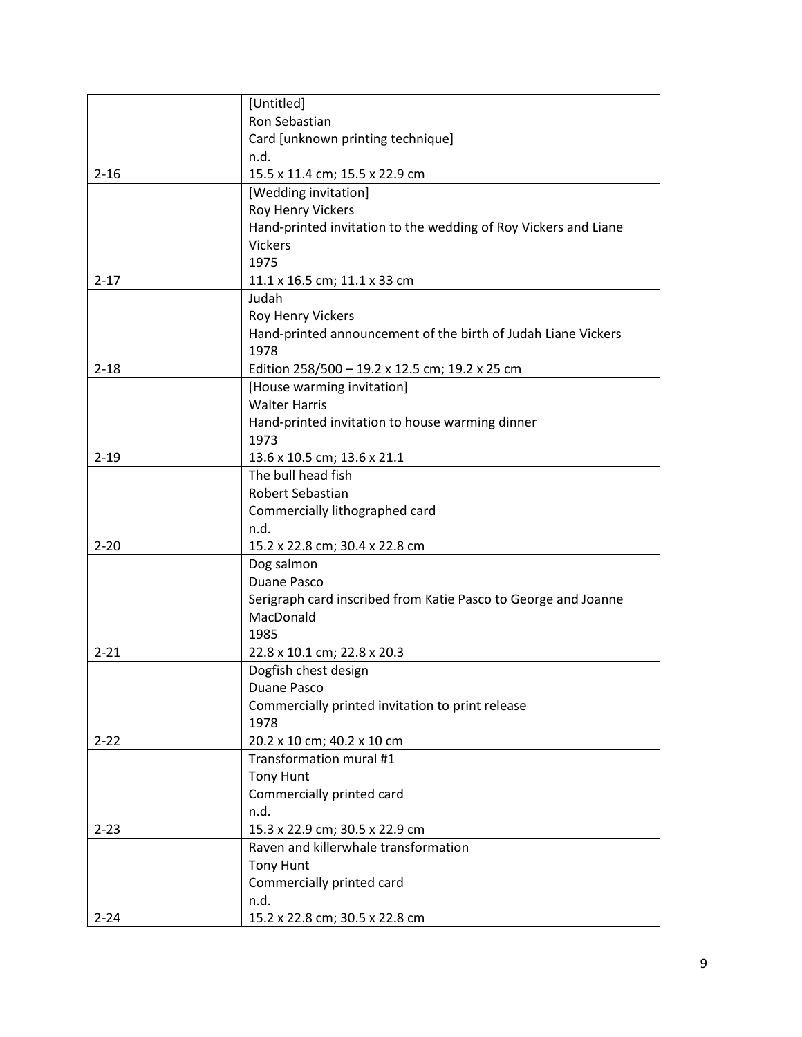| | |
|---|---|
| 2-16 | [Untitled]<br>Ron Sebastian<br>Card [unknown printing technique]<br>n.d.<br>15.5 x 11.4 cm; 15.5 x 22.9 cm |
| 2-17 | [Wedding invitation]<br>Roy Henry Vickers<br>Hand-printed invitation to the wedding of Roy Vickers and Liane Vickers<br>1975<br>11.1 x 16.5 cm; 11.1 x 33 cm |
| 2-18 | Judah<br>Roy Henry Vickers<br>Hand-printed announcement of the birth of Judah Liane Vickers<br>1978<br>Edition 258/500 – 19.2 x 12.5 cm; 19.2 x 25 cm |
| 2-19 | [House warming invitation]<br>Walter Harris<br>Hand-printed invitation to house warming dinner<br>1973<br>13.6 x 10.5 cm; 13.6 x 21.1 |
| 2-20 | The bull head fish<br>Robert Sebastian<br>Commercially lithographed card<br>n.d.<br>15.2 x 22.8 cm; 30.4 x 22.8 cm |
| 2-21 | Dog salmon<br>Duane Pasco<br>Serigraph card inscribed from Katie Pasco to George and Joanne MacDonald<br>1985<br>22.8 x 10.1 cm; 22.8 x 20.3 |
| 2-22 | Dogfish chest design<br>Duane Pasco<br>Commercially printed invitation to print release<br>1978<br>20.2 x 10 cm; 40.2 x 10 cm |
| 2-23 | Transformation mural #1<br>Tony Hunt<br>Commercially printed card<br>n.d.<br>15.3 x 22.9 cm; 30.5 x 22.9 cm |
| 2-24 | Raven and killerwhale transformation<br>Tony Hunt<br>Commercially printed card<br>n.d.<br>15.2 x 22.8 cm; 30.5 x 22.8 cm |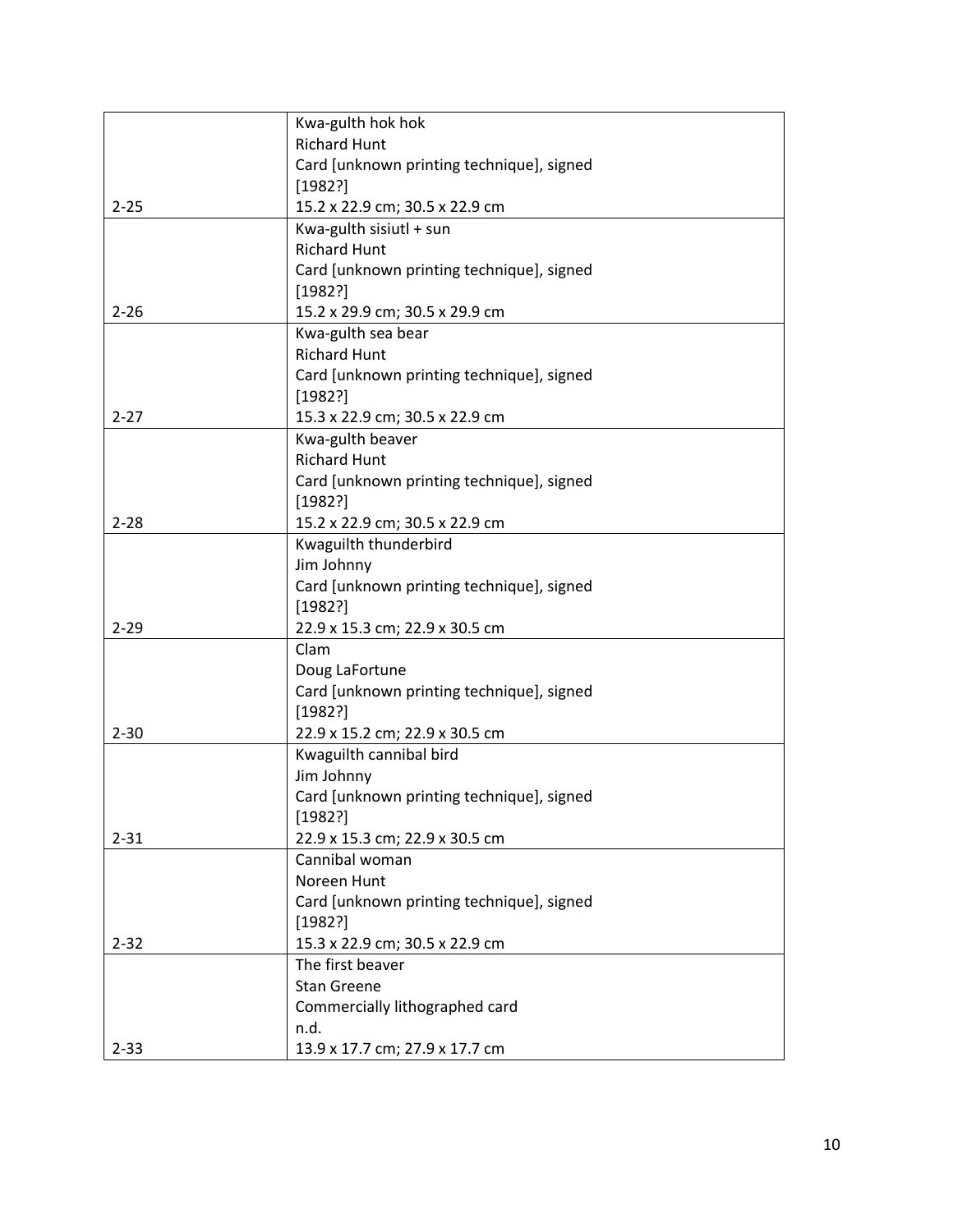| | |
|---|---|
| 2-25 | Kwa-gulth hok hok<br>Richard Hunt<br>Card [unknown printing technique], signed<br>[1982?]<br>15.2 x 22.9 cm; 30.5 x 22.9 cm |
| 2-26 | Kwa-gulth sisiutl + sun<br>Richard Hunt<br>Card [unknown printing technique], signed<br>[1982?]<br>15.2 x 29.9 cm; 30.5 x 29.9 cm |
| 2-27 | Kwa-gulth sea bear<br>Richard Hunt<br>Card [unknown printing technique], signed<br>[1982?]<br>15.3 x 22.9 cm; 30.5 x 22.9 cm |
| 2-28 | Kwa-gulth beaver<br>Richard Hunt<br>Card [unknown printing technique], signed<br>[1982?]<br>15.2 x 22.9 cm; 30.5 x 22.9 cm |
| 2-29 | Kwaguilth thunderbird<br>Jim Johnny<br>Card [unknown printing technique], signed<br>[1982?]<br>22.9 x 15.3 cm; 22.9 x 30.5 cm |
| 2-30 | Clam<br>Doug LaFortune<br>Card [unknown printing technique], signed<br>[1982?]<br>22.9 x 15.2 cm; 22.9 x 30.5 cm |
| 2-31 | Kwaguilth cannibal bird<br>Jim Johnny<br>Card [unknown printing technique], signed<br>[1982?]<br>22.9 x 15.3 cm; 22.9 x 30.5 cm |
| 2-32 | Cannibal woman<br>Noreen Hunt<br>Card [unknown printing technique], signed<br>[1982?]<br>15.3 x 22.9 cm; 30.5 x 22.9 cm |
| 2-33 | The first beaver<br>Stan Greene<br>Commercially lithographed card<br>n.d.<br>13.9 x 17.7 cm; 27.9 x 17.7 cm |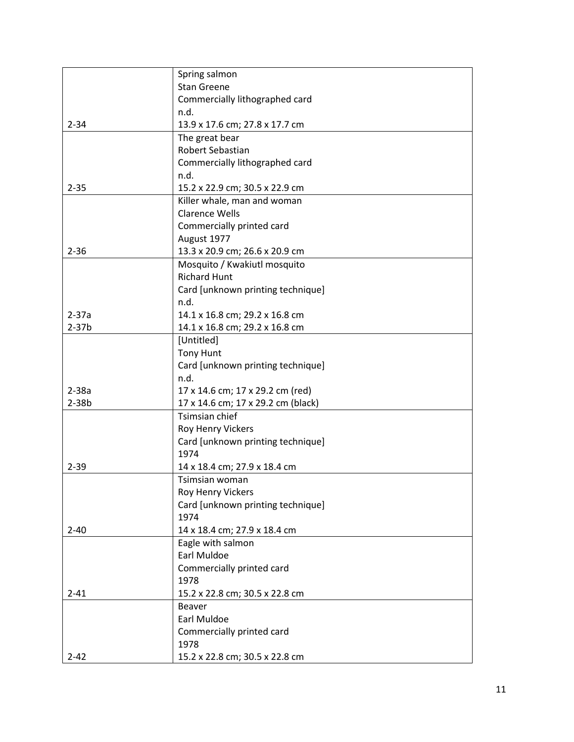| | |
|---|---|
| 2-34 | Spring salmon<br>Stan Greene<br>Commercially lithographed card<br>n.d.<br>13.9 x 17.6 cm; 27.8 x 17.7 cm |
| 2-35 | The great bear<br>Robert Sebastian<br>Commercially lithographed card<br>n.d.<br>15.2 x 22.9 cm; 30.5 x 22.9 cm |
| 2-36 | Killer whale, man and woman<br>Clarence Wells<br>Commercially printed card<br>August 1977<br>13.3 x 20.9 cm; 26.6 x 20.9 cm |
| 2-37a<br>2-37b | Mosquito / Kwakiutl mosquito<br>Richard Hunt<br>Card [unknown printing technique]<br>n.d.<br>14.1 x 16.8 cm; 29.2 x 16.8 cm<br>14.1 x 16.8 cm; 29.2 x 16.8 cm |
| 2-38a<br>2-38b | [Untitled]<br>Tony Hunt<br>Card [unknown printing technique]<br>n.d.<br>17 x 14.6 cm; 17 x 29.2 cm (red)<br>17 x 14.6 cm; 17 x 29.2 cm (black) |
| 2-39 | Tsimsian chief<br>Roy Henry Vickers<br>Card [unknown printing technique]<br>1974<br>14 x 18.4 cm; 27.9 x 18.4 cm |
| 2-40 | Tsimsian woman<br>Roy Henry Vickers<br>Card [unknown printing technique]<br>1974<br>14 x 18.4 cm; 27.9 x 18.4 cm |
| 2-41 | Eagle with salmon<br>Earl Muldoe<br>Commercially printed card<br>1978<br>15.2 x 22.8 cm; 30.5 x 22.8 cm |
| 2-42 | Beaver<br>Earl Muldoe<br>Commercially printed card<br>1978<br>15.2 x 22.8 cm; 30.5 x 22.8 cm |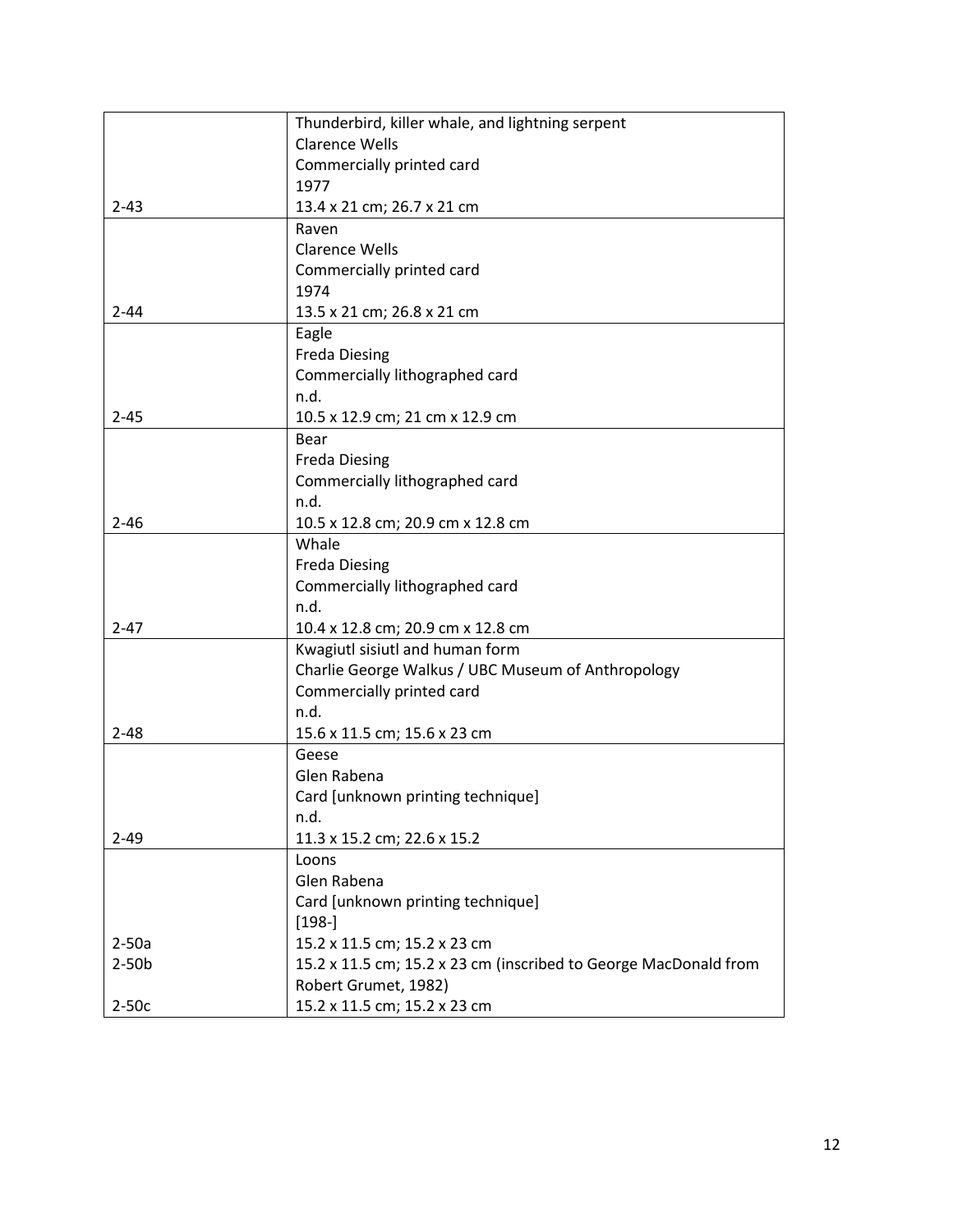| | |
|---|---|
| 2-43 | Thunderbird, killer whale, and lightning serpent<br>Clarence Wells<br>Commercially printed card<br>1977<br>13.4 x 21 cm; 26.7 x 21 cm |
| 2-44 | Raven<br>Clarence Wells<br>Commercially printed card<br>1974<br>13.5 x 21 cm; 26.8 x 21 cm |
| 2-45 | Eagle<br>Freda Diesing<br>Commercially lithographed card<br>n.d.<br>10.5 x 12.9 cm; 21 cm x 12.9 cm |
| 2-46 | Bear<br>Freda Diesing<br>Commercially lithographed card<br>n.d.<br>10.5 x 12.8 cm; 20.9 cm x 12.8 cm |
| 2-47 | Whale<br>Freda Diesing<br>Commercially lithographed card<br>n.d.<br>10.4 x 12.8 cm; 20.9 cm x 12.8 cm |
| 2-48 | Kwagiutl sisiutl and human form<br>Charlie George Walkus / UBC Museum of Anthropology<br>Commercially printed card<br>n.d.<br>15.6 x 11.5 cm; 15.6 x 23 cm |
| 2-49 | Geese<br>Glen Rabena<br>Card [unknown printing technique]<br>n.d.<br>11.3 x 15.2 cm; 22.6 x 15.2 |
| 2-50a<br>2-50b<br><br>2-50c | Loons<br>Glen Rabena<br>Card [unknown printing technique]<br>[198-]<br>15.2 x 11.5 cm; 15.2 x 23 cm<br>15.2 x 11.5 cm; 15.2 x 23 cm (inscribed to George MacDonald from Robert Grumet, 1982)<br>15.2 x 11.5 cm; 15.2 x 23 cm |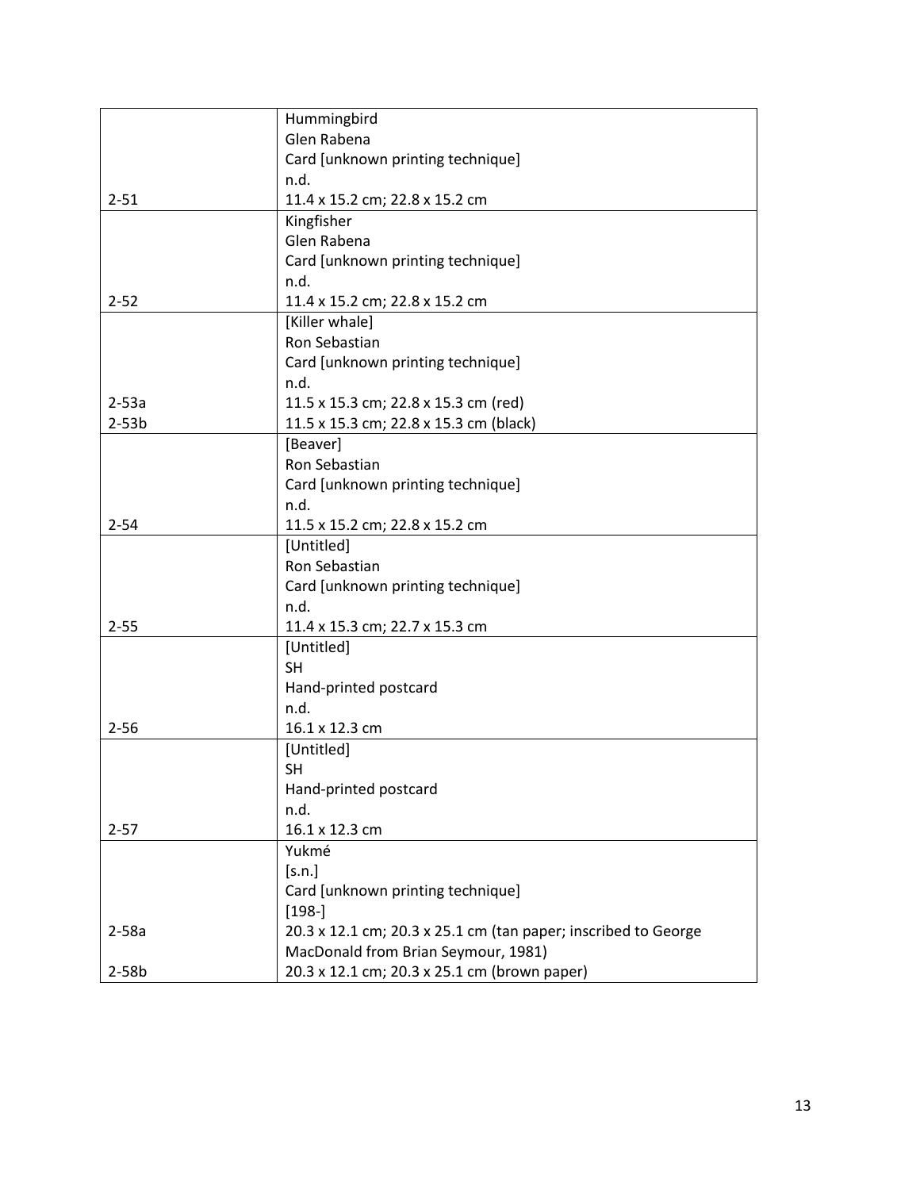| | |
|---|---|
| 2-51 | Hummingbird<br>Glen Rabena<br>Card [unknown printing technique]<br>n.d.<br>11.4 x 15.2 cm; 22.8 x 15.2 cm |
| 2-52 | Kingfisher<br>Glen Rabena<br>Card [unknown printing technique]<br>n.d.<br>11.4 x 15.2 cm; 22.8 x 15.2 cm |
| 2-53a<br>2-53b | [Killer whale]<br>Ron Sebastian<br>Card [unknown printing technique]<br>n.d.<br>11.5 x 15.3 cm; 22.8 x 15.3 cm (red)<br>11.5 x 15.3 cm; 22.8 x 15.3 cm (black) |
| 2-54 | [Beaver]<br>Ron Sebastian<br>Card [unknown printing technique]<br>n.d.<br>11.5 x 15.2 cm; 22.8 x 15.2 cm |
| 2-55 | [Untitled]<br>Ron Sebastian<br>Card [unknown printing technique]<br>n.d.<br>11.4 x 15.3 cm; 22.7 x 15.3 cm |
| 2-56 | [Untitled]<br>SH<br>Hand-printed postcard<br>n.d.<br>16.1 x 12.3 cm |
| 2-57 | [Untitled]<br>SH<br>Hand-printed postcard<br>n.d.<br>16.1 x 12.3 cm |
| 2-58a<br>2-58b | Yukmé<br>[s.n.]<br>Card [unknown printing technique]<br>[198-]<br>20.3 x 12.1 cm; 20.3 x 25.1 cm (tan paper; inscribed to George MacDonald from Brian Seymour, 1981)<br>20.3 x 12.1 cm; 20.3 x 25.1 cm (brown paper) |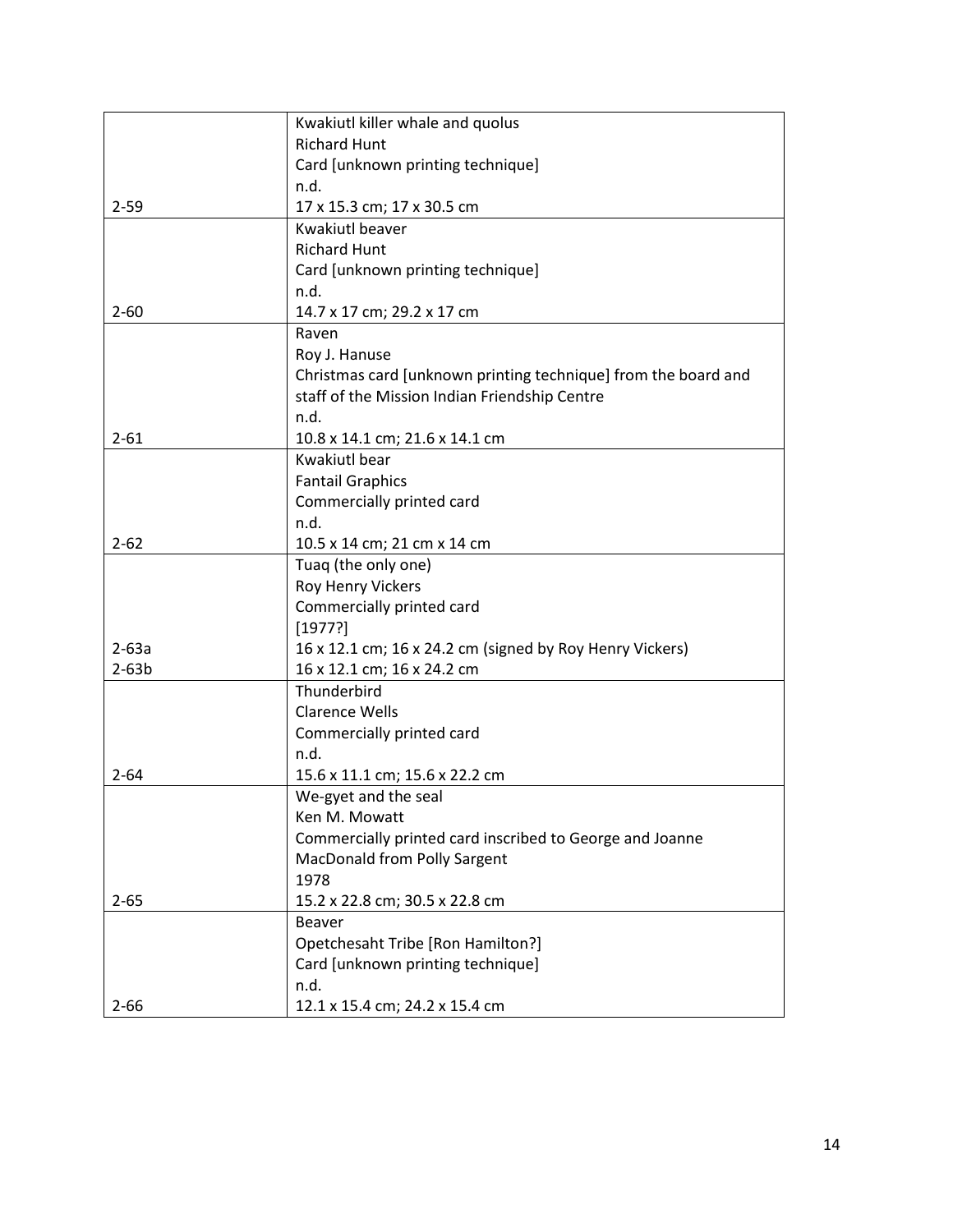| | |
|---|---|
| 2-59 | Kwakiutl killer whale and quolus<br>Richard Hunt<br>Card [unknown printing technique]<br>n.d.<br>17 x 15.3 cm; 17 x 30.5 cm |
| 2-60 | Kwakiutl beaver<br>Richard Hunt<br>Card [unknown printing technique]<br>n.d.<br>14.7 x 17 cm; 29.2 x 17 cm |
| 2-61 | Raven<br>Roy J. Hanuse<br>Christmas card [unknown printing technique] from the board and staff of the Mission Indian Friendship Centre<br>n.d.<br>10.8 x 14.1 cm; 21.6 x 14.1 cm |
| 2-62 | Kwakiutl bear<br>Fantail Graphics<br>Commercially printed card<br>n.d.<br>10.5 x 14 cm; 21 cm x 14 cm |
| 2-63a<br>2-63b | Tuaq (the only one)<br>Roy Henry Vickers<br>Commercially printed card<br>[1977?]<br>16 x 12.1 cm; 16 x 24.2 cm (signed by Roy Henry Vickers)<br>16 x 12.1 cm; 16 x 24.2 cm |
| 2-64 | Thunderbird<br>Clarence Wells<br>Commercially printed card<br>n.d.<br>15.6 x 11.1 cm; 15.6 x 22.2 cm |
| 2-65 | We-gyet and the seal<br>Ken M. Mowatt<br>Commercially printed card inscribed to George and Joanne MacDonald from Polly Sargent<br>1978<br>15.2 x 22.8 cm; 30.5 x 22.8 cm |
| 2-66 | Beaver<br>Opetchesaht Tribe [Ron Hamilton?]<br>Card [unknown printing technique]<br>n.d.<br>12.1 x 15.4 cm; 24.2 x 15.4 cm |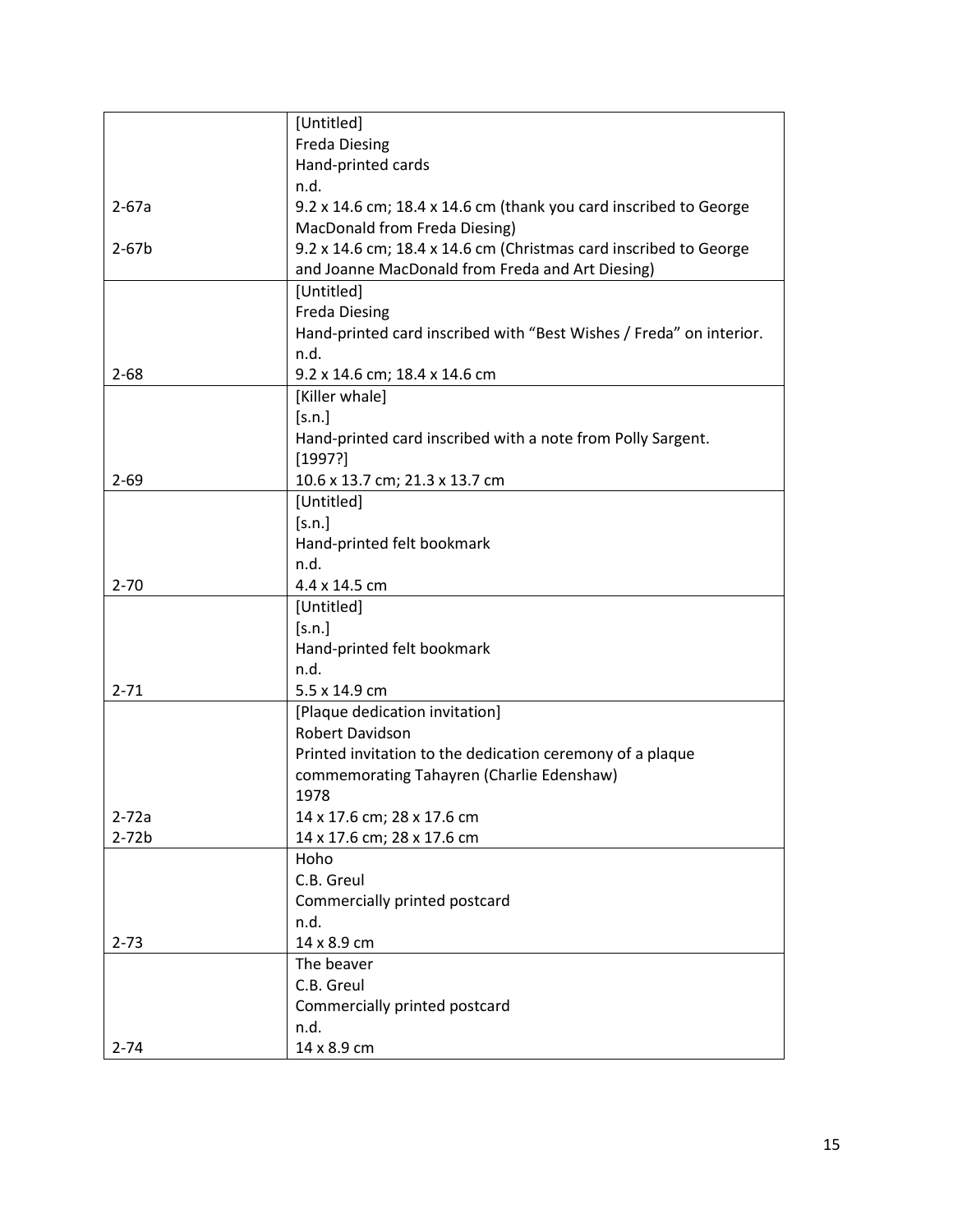| | |
|---|---|
| 2-67a<br>2-67b | [Untitled]<br>Freda Diesing<br>Hand-printed cards<br>n.d.<br>9.2 x 14.6 cm; 18.4 x 14.6 cm (thank you card inscribed to George MacDonald from Freda Diesing)<br>9.2 x 14.6 cm; 18.4 x 14.6 cm (Christmas card inscribed to George and Joanne MacDonald from Freda and Art Diesing) |
| 2-68 | [Untitled]<br>Freda Diesing<br>Hand-printed card inscribed with "Best Wishes / Freda" on interior.<br>n.d.<br>9.2 x 14.6 cm; 18.4 x 14.6 cm |
| 2-69 | [Killer whale]<br>[s.n.]<br>Hand-printed card inscribed with a note from Polly Sargent.<br>[1997?]<br>10.6 x 13.7 cm; 21.3 x 13.7 cm |
| 2-70 | [Untitled]<br>[s.n.]<br>Hand-printed felt bookmark<br>n.d.<br>4.4 x 14.5 cm |
| 2-71 | [Untitled]<br>[s.n.]<br>Hand-printed felt bookmark<br>n.d.<br>5.5 x 14.9 cm |
| 2-72a<br>2-72b | [Plaque dedication invitation]<br>Robert Davidson<br>Printed invitation to the dedication ceremony of a plaque commemorating Tahayren (Charlie Edenshaw)<br>1978<br>14 x 17.6 cm; 28 x 17.6 cm<br>14 x 17.6 cm; 28 x 17.6 cm |
| 2-73 | Hoho<br>C.B. Greul<br>Commercially printed postcard<br>n.d.<br>14 x 8.9 cm |
| 2-74 | The beaver<br>C.B. Greul<br>Commercially printed postcard<br>n.d.<br>14 x 8.9 cm |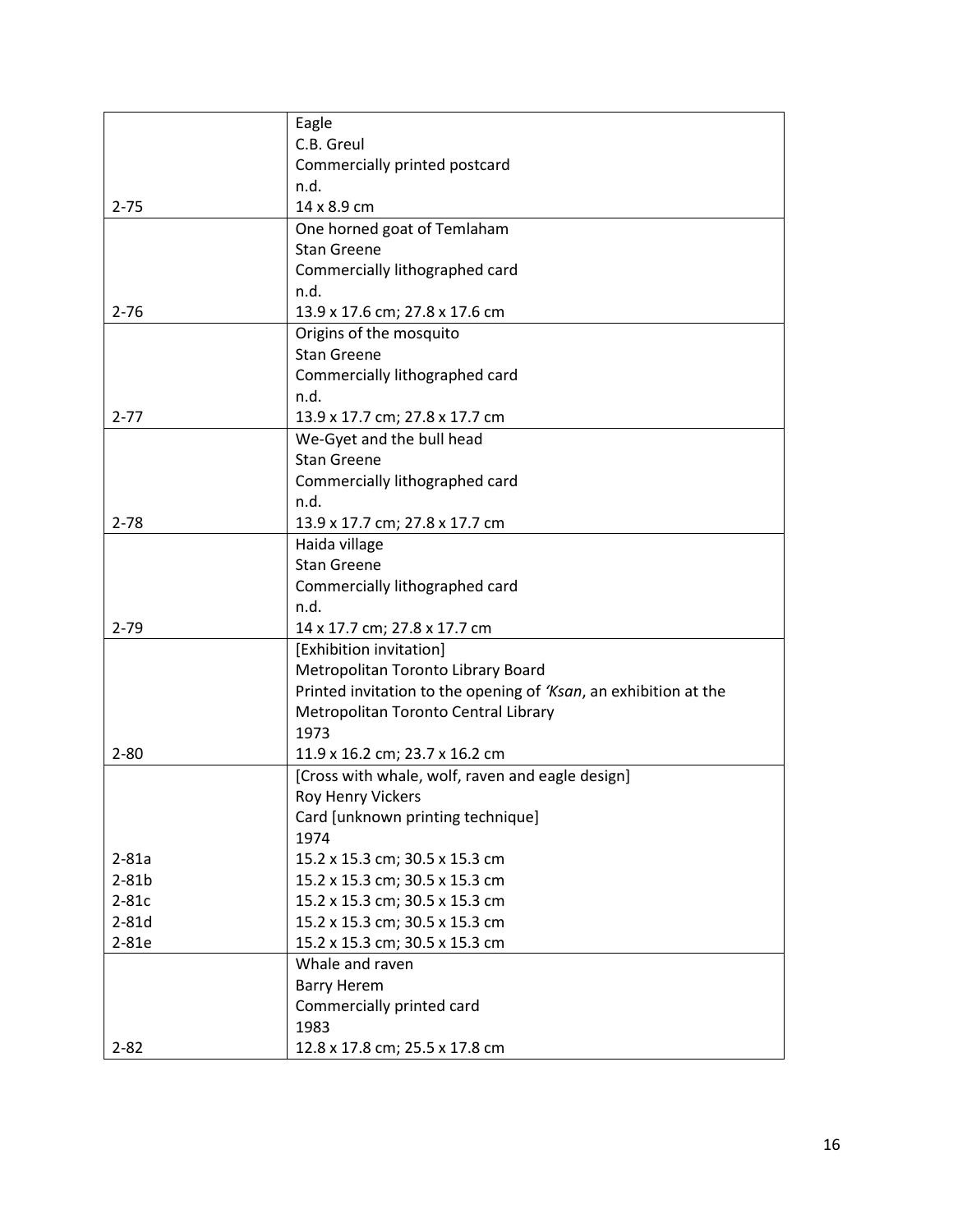| | |
|---|---|
| 2-75 | Eagle<br>C.B. Greul<br>Commercially printed postcard<br>n.d.<br>14 x 8.9 cm |
| 2-76 | One horned goat of Temlaham<br>Stan Greene<br>Commercially lithographed card<br>n.d.<br>13.9 x 17.6 cm; 27.8 x 17.6 cm |
| 2-77 | Origins of the mosquito<br>Stan Greene<br>Commercially lithographed card<br>n.d.<br>13.9 x 17.7 cm; 27.8 x 17.7 cm |
| 2-78 | We-Gyet and the bull head<br>Stan Greene<br>Commercially lithographed card<br>n.d.<br>13.9 x 17.7 cm; 27.8 x 17.7 cm |
| 2-79 | Haida village<br>Stan Greene<br>Commercially lithographed card<br>n.d.<br>14 x 17.7 cm; 27.8 x 17.7 cm |
| 2-80 | [Exhibition invitation]<br>Metropolitan Toronto Library Board<br>Printed invitation to the opening of *'Ksan*, an exhibition at the Metropolitan Toronto Central Library<br>1973<br>11.9 x 16.2 cm; 23.7 x 16.2 cm |
| | [Cross with whale, wolf, raven and eagle design]<br>Roy Henry Vickers<br>Card [unknown printing technique]<br>1974 |
| 2-81a | 15.2 x 15.3 cm; 30.5 x 15.3 cm |
| 2-81b | 15.2 x 15.3 cm; 30.5 x 15.3 cm |
| 2-81c | 15.2 x 15.3 cm; 30.5 x 15.3 cm |
| 2-81d | 15.2 x 15.3 cm; 30.5 x 15.3 cm |
| 2-81e | 15.2 x 15.3 cm; 30.5 x 15.3 cm |
| 2-82 | Whale and raven<br>Barry Herem<br>Commercially printed card<br>1983<br>12.8 x 17.8 cm; 25.5 x 17.8 cm |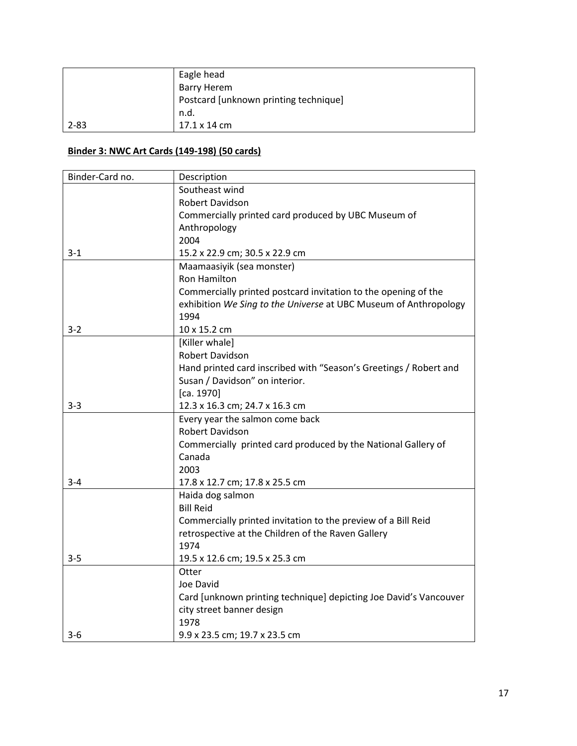| | |
|---|---|
| 2-83 | Eagle head<br>Barry Herem<br>Postcard [unknown printing technique]<br>n.d.<br>17.1 x 14 cm |

**Binder 3: NWC Art Cards (149-198) (50 cards)**

| Binder-Card no. | Description |
|---|---|
| 3-1 | Southeast wind<br>Robert Davidson<br>Commercially printed card produced by UBC Museum of Anthropology<br>2004<br>15.2 x 22.9 cm; 30.5 x 22.9 cm |
| 3-2 | Maamaasiyik (sea monster)<br>Ron Hamilton<br>Commercially printed postcard invitation to the opening of the exhibition *We Sing to the Universe* at UBC Museum of Anthropology<br>1994<br>10 x 15.2 cm |
| 3-3 | [Killer whale]<br>Robert Davidson<br>Hand printed card inscribed with "Season's Greetings / Robert and Susan / Davidson" on interior.<br>[ca. 1970]<br>12.3 x 16.3 cm; 24.7 x 16.3 cm |
| 3-4 | Every year the salmon come back<br>Robert Davidson<br>Commercially printed card produced by the National Gallery of Canada<br>2003<br>17.8 x 12.7 cm; 17.8 x 25.5 cm |
| 3-5 | Haida dog salmon<br>Bill Reid<br>Commercially printed invitation to the preview of a Bill Reid retrospective at the Children of the Raven Gallery<br>1974<br>19.5 x 12.6 cm; 19.5 x 25.3 cm |
| 3-6 | Otter<br>Joe David<br>Card [unknown printing technique] depicting Joe David's Vancouver city street banner design<br>1978<br>9.9 x 23.5 cm; 19.7 x 23.5 cm |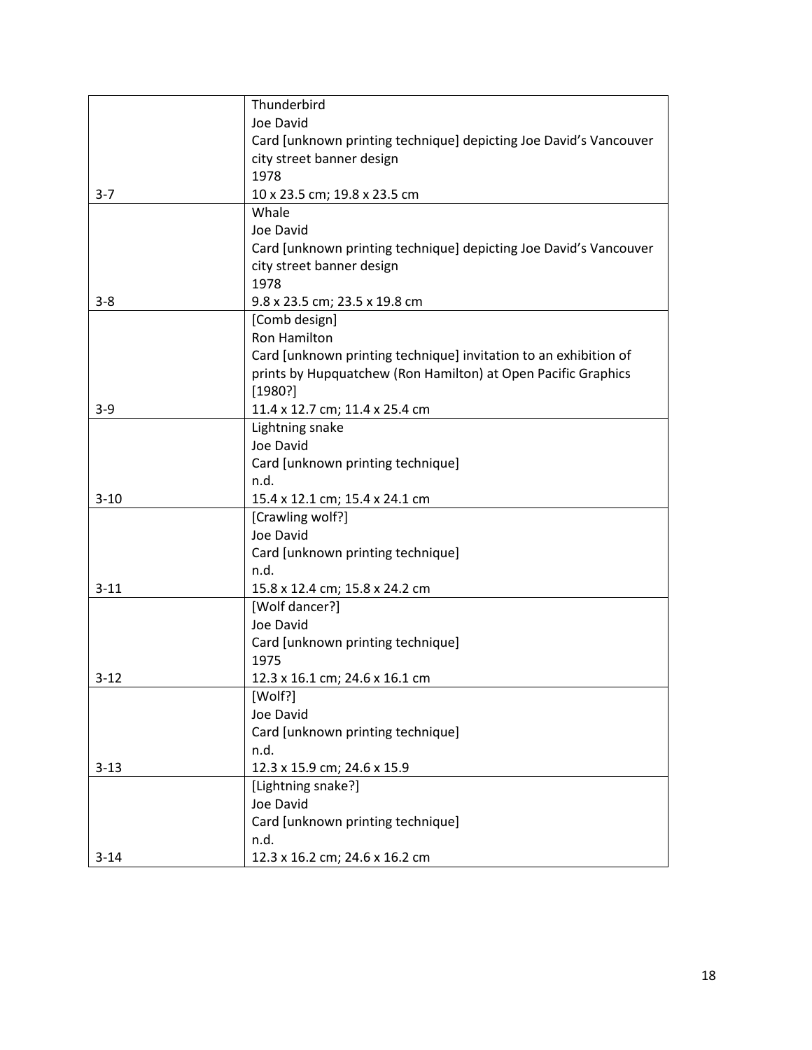| | |
|---|---|
| 3-7 | Thunderbird<br>Joe David<br>Card [unknown printing technique] depicting Joe David's Vancouver city street banner design<br>1978<br>10 x 23.5 cm; 19.8 x 23.5 cm |
| 3-8 | Whale<br>Joe David<br>Card [unknown printing technique] depicting Joe David's Vancouver city street banner design<br>1978<br>9.8 x 23.5 cm; 23.5 x 19.8 cm |
| 3-9 | [Comb design]<br>Ron Hamilton<br>Card [unknown printing technique] invitation to an exhibition of prints by Hupquatchew (Ron Hamilton) at Open Pacific Graphics<br>[1980?]<br>11.4 x 12.7 cm; 11.4 x 25.4 cm |
| 3-10 | Lightning snake<br>Joe David<br>Card [unknown printing technique]<br>n.d.<br>15.4 x 12.1 cm; 15.4 x 24.1 cm |
| 3-11 | [Crawling wolf?]<br>Joe David<br>Card [unknown printing technique]<br>n.d.<br>15.8 x 12.4 cm; 15.8 x 24.2 cm |
| 3-12 | [Wolf dancer?]<br>Joe David<br>Card [unknown printing technique]<br>1975<br>12.3 x 16.1 cm; 24.6 x 16.1 cm |
| 3-13 | [Wolf?]<br>Joe David<br>Card [unknown printing technique]<br>n.d.<br>12.3 x 15.9 cm; 24.6 x 15.9 |
| 3-14 | [Lightning snake?]<br>Joe David<br>Card [unknown printing technique]<br>n.d.<br>12.3 x 16.2 cm; 24.6 x 16.2 cm |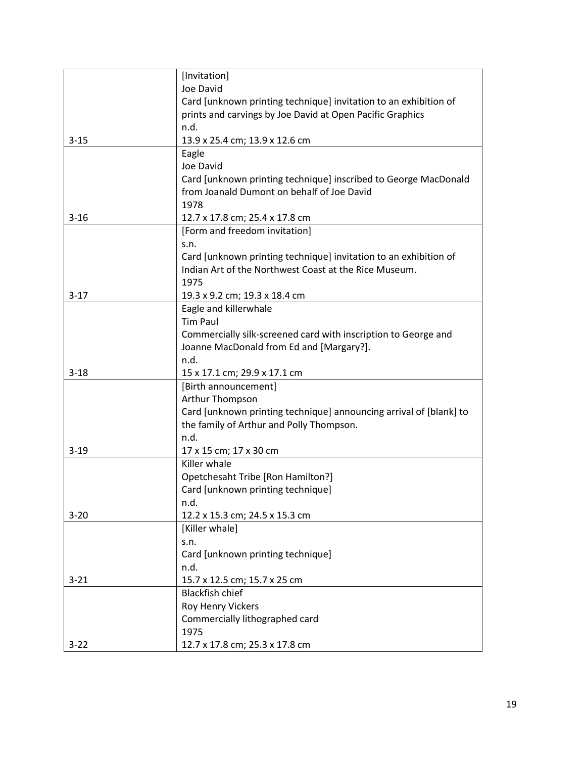| | |
|---|---|
| 3-15 | [Invitation]<br>Joe David<br>Card [unknown printing technique] invitation to an exhibition of prints and carvings by Joe David at Open Pacific Graphics<br>n.d.<br>13.9 x 25.4 cm; 13.9 x 12.6 cm |
| 3-16 | Eagle<br>Joe David<br>Card [unknown printing technique] inscribed to George MacDonald from Joanald Dumont on behalf of Joe David<br>1978<br>12.7 x 17.8 cm; 25.4 x 17.8 cm |
| 3-17 | [Form and freedom invitation]<br>s.n.<br>Card [unknown printing technique] invitation to an exhibition of Indian Art of the Northwest Coast at the Rice Museum.<br>1975<br>19.3 x 9.2 cm; 19.3 x 18.4 cm |
| 3-18 | Eagle and killerwhale<br>Tim Paul<br>Commercially silk-screened card with inscription to George and Joanne MacDonald from Ed and [Margary?].<br>n.d.<br>15 x 17.1 cm; 29.9 x 17.1 cm |
| 3-19 | [Birth announcement]<br>Arthur Thompson<br>Card [unknown printing technique] announcing arrival of [blank] to the family of Arthur and Polly Thompson.<br>n.d.<br>17 x 15 cm; 17 x 30 cm |
| 3-20 | Killer whale<br>Opetchesaht Tribe [Ron Hamilton?]<br>Card [unknown printing technique]<br>n.d.<br>12.2 x 15.3 cm; 24.5 x 15.3 cm |
| 3-21 | [Killer whale]<br>s.n.<br>Card [unknown printing technique]<br>n.d.<br>15.7 x 12.5 cm; 15.7 x 25 cm |
| 3-22 | Blackfish chief<br>Roy Henry Vickers<br>Commercially lithographed card<br>1975<br>12.7 x 17.8 cm; 25.3 x 17.8 cm |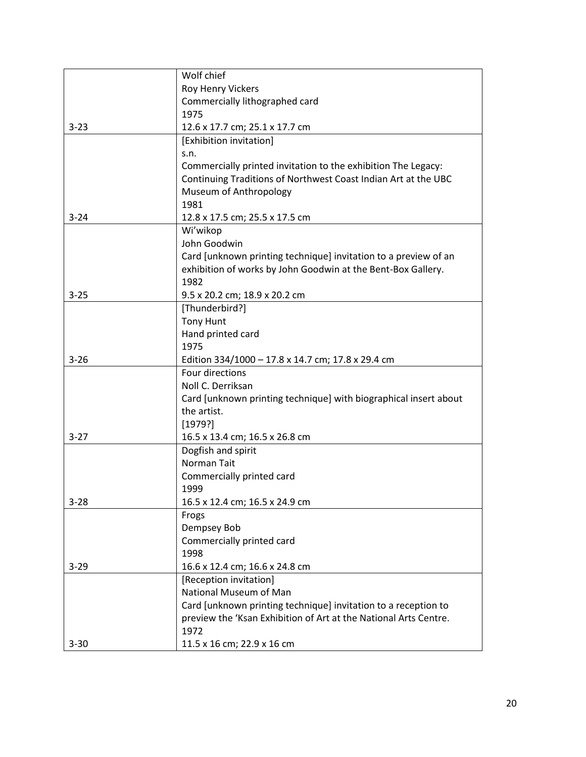| | |
|---|---|
| 3-23 | Wolf chief<br>Roy Henry Vickers<br>Commercially lithographed card<br>1975<br>12.6 x 17.7 cm; 25.1 x 17.7 cm |
| 3-24 | [Exhibition invitation]<br>s.n.<br>Commercially printed invitation to the exhibition The Legacy: Continuing Traditions of Northwest Coast Indian Art at the UBC Museum of Anthropology<br>1981<br>12.8 x 17.5 cm; 25.5 x 17.5 cm |
| 3-25 | Wi'wikop<br>John Goodwin<br>Card [unknown printing technique] invitation to a preview of an exhibition of works by John Goodwin at the Bent-Box Gallery.<br>1982<br>9.5 x 20.2 cm; 18.9 x 20.2 cm |
| 3-26 | [Thunderbird?]<br>Tony Hunt<br>Hand printed card<br>1975<br>Edition 334/1000 – 17.8 x 14.7 cm; 17.8 x 29.4 cm |
| 3-27 | Four directions<br>Noll C. Derriksan<br>Card [unknown printing technique] with biographical insert about the artist.<br>[1979?]<br>16.5 x 13.4 cm; 16.5 x 26.8 cm |
| 3-28 | Dogfish and spirit<br>Norman Tait<br>Commercially printed card<br>1999<br>16.5 x 12.4 cm; 16.5 x 24.9 cm |
| 3-29 | Frogs<br>Dempsey Bob<br>Commercially printed card<br>1998<br>16.6 x 12.4 cm; 16.6 x 24.8 cm |
| 3-30 | [Reception invitation]<br>National Museum of Man<br>Card [unknown printing technique] invitation to a reception to preview the 'Ksan Exhibition of Art at the National Arts Centre.<br>1972<br>11.5 x 16 cm; 22.9 x 16 cm |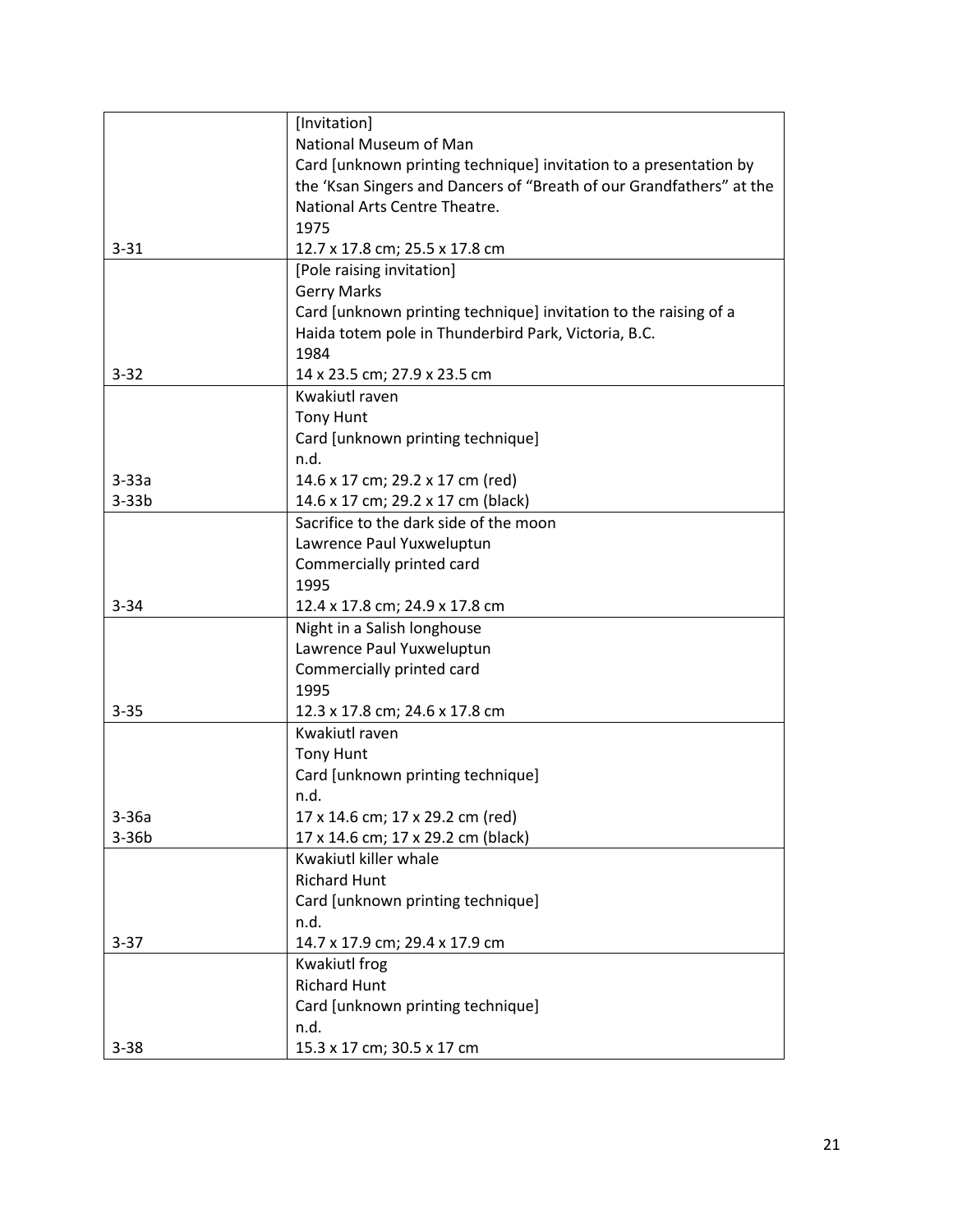| | |
|---|---|
| 3-31 | [Invitation]<br>National Museum of Man<br>Card [unknown printing technique] invitation to a presentation by the 'Ksan Singers and Dancers of "Breath of our Grandfathers" at the National Arts Centre Theatre.<br>1975<br>12.7 x 17.8 cm; 25.5 x 17.8 cm |
| 3-32 | [Pole raising invitation]<br>Gerry Marks<br>Card [unknown printing technique] invitation to the raising of a Haida totem pole in Thunderbird Park, Victoria, B.C.<br>1984<br>14 x 23.5 cm; 27.9 x 23.5 cm |
| 3-33a<br>3-33b | Kwakiutl raven<br>Tony Hunt<br>Card [unknown printing technique]<br>n.d.<br>14.6 x 17 cm; 29.2 x 17 cm (red)<br>14.6 x 17 cm; 29.2 x 17 cm (black) |
| 3-34 | Sacrifice to the dark side of the moon<br>Lawrence Paul Yuxweluptun<br>Commercially printed card<br>1995<br>12.4 x 17.8 cm; 24.9 x 17.8 cm |
| 3-35 | Night in a Salish longhouse<br>Lawrence Paul Yuxweluptun<br>Commercially printed card<br>1995<br>12.3 x 17.8 cm; 24.6 x 17.8 cm |
| 3-36a<br>3-36b | Kwakiutl raven<br>Tony Hunt<br>Card [unknown printing technique]<br>n.d.<br>17 x 14.6 cm; 17 x 29.2 cm (red)<br>17 x 14.6 cm; 17 x 29.2 cm (black) |
| 3-37 | Kwakiutl killer whale<br>Richard Hunt<br>Card [unknown printing technique]<br>n.d.<br>14.7 x 17.9 cm; 29.4 x 17.9 cm |
| 3-38 | Kwakiutl frog<br>Richard Hunt<br>Card [unknown printing technique]<br>n.d.<br>15.3 x 17 cm; 30.5 x 17 cm |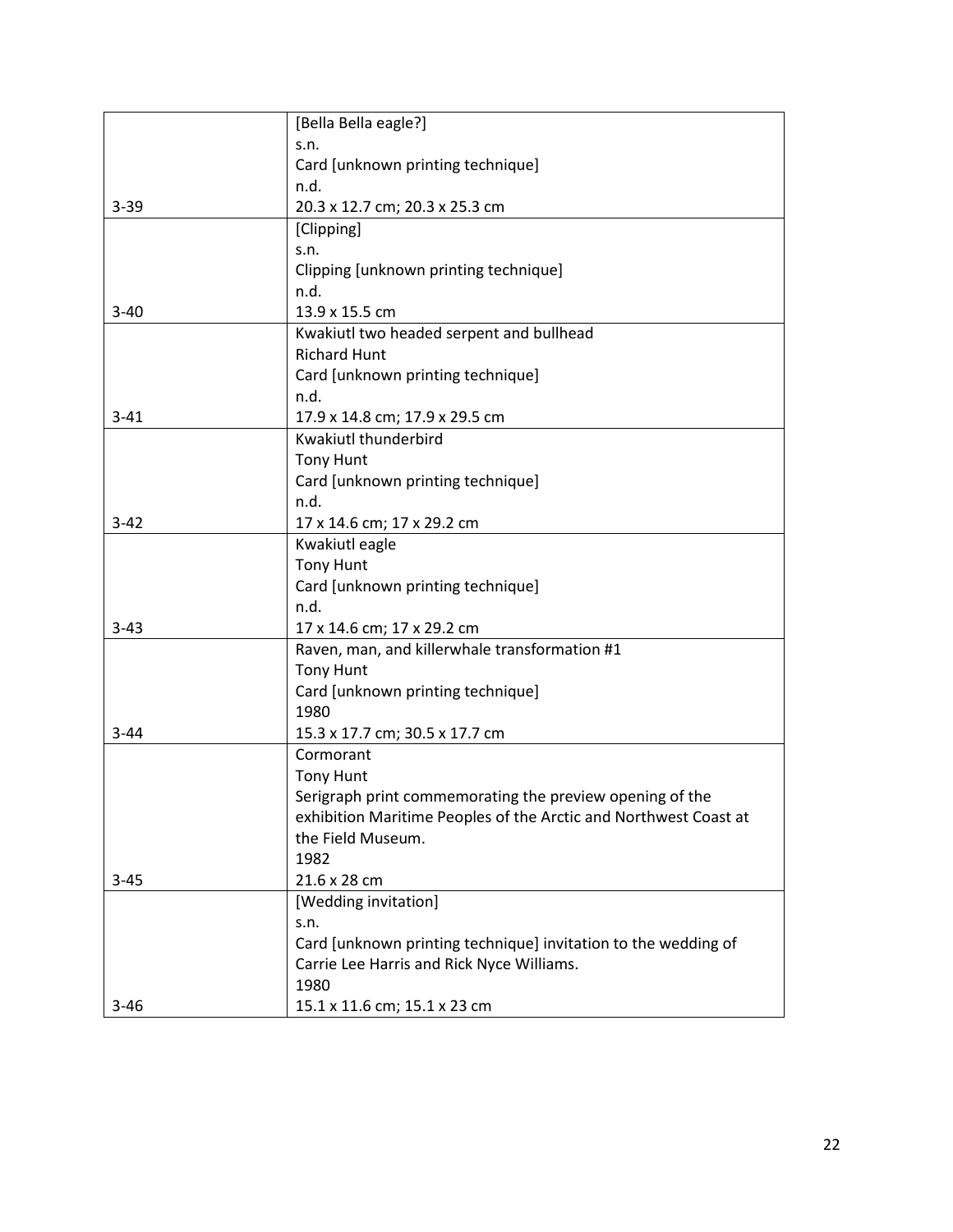| | |
|---|---|
| 3-39 | [Bella Bella eagle?]<br>s.n.<br>Card [unknown printing technique]<br>n.d.<br>20.3 x 12.7 cm; 20.3 x 25.3 cm |
| 3-40 | [Clipping]<br>s.n.<br>Clipping [unknown printing technique]<br>n.d.<br>13.9 x 15.5 cm |
| 3-41 | Kwakiutl two headed serpent and bullhead<br>Richard Hunt<br>Card [unknown printing technique]<br>n.d.<br>17.9 x 14.8 cm; 17.9 x 29.5 cm |
| 3-42 | Kwakiutl thunderbird<br>Tony Hunt<br>Card [unknown printing technique]<br>n.d.<br>17 x 14.6 cm; 17 x 29.2 cm |
| 3-43 | Kwakiutl eagle<br>Tony Hunt<br>Card [unknown printing technique]<br>n.d.<br>17 x 14.6 cm; 17 x 29.2 cm |
| 3-44 | Raven, man, and killerwhale transformation #1<br>Tony Hunt<br>Card [unknown printing technique]<br>1980<br>15.3 x 17.7 cm; 30.5 x 17.7 cm |
| 3-45 | Cormorant<br>Tony Hunt<br>Serigraph print commemorating the preview opening of the exhibition Maritime Peoples of the Arctic and Northwest Coast at the Field Museum.<br>1982<br>21.6 x 28 cm |
| 3-46 | [Wedding invitation]<br>s.n.<br>Card [unknown printing technique] invitation to the wedding of Carrie Lee Harris and Rick Nyce Williams.<br>1980<br>15.1 x 11.6 cm; 15.1 x 23 cm |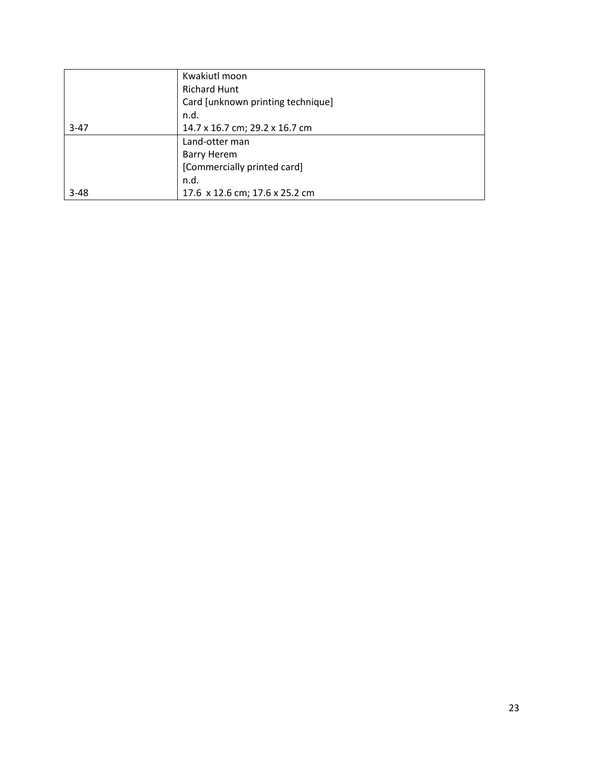| | |
|---|---|
| 3-47 | Kwakiutl moon<br>Richard Hunt<br>Card [unknown printing technique]<br>n.d.<br>14.7 x 16.7 cm; 29.2 x 16.7 cm |
| 3-48 | Land-otter man<br>Barry Herem<br>[Commercially printed card]<br>n.d.<br>17.6  x 12.6 cm; 17.6 x 25.2 cm |